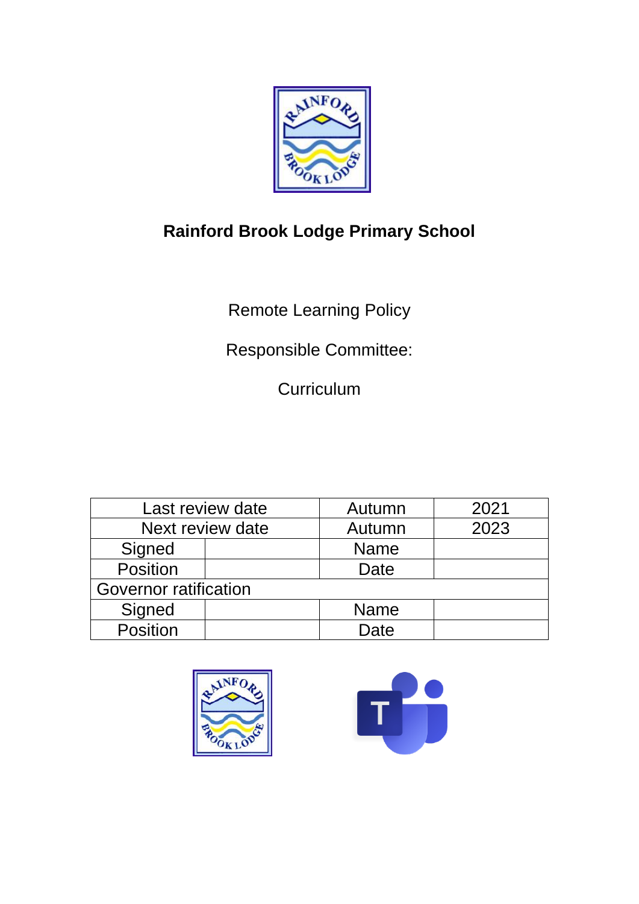# Rainford Brook Lodge Primary School

Remote Learning Policy

Responsible Committee:

Curriculum

| Last review date | | Autumn | 2021 |
|---|---|---|---|
| Next review date | | Autumn | 2023 |
| Signed | | Name | |
| Position | | Date | |
| Governor ratification | | | |
| Signed | | Name | |
| Position | | Date | |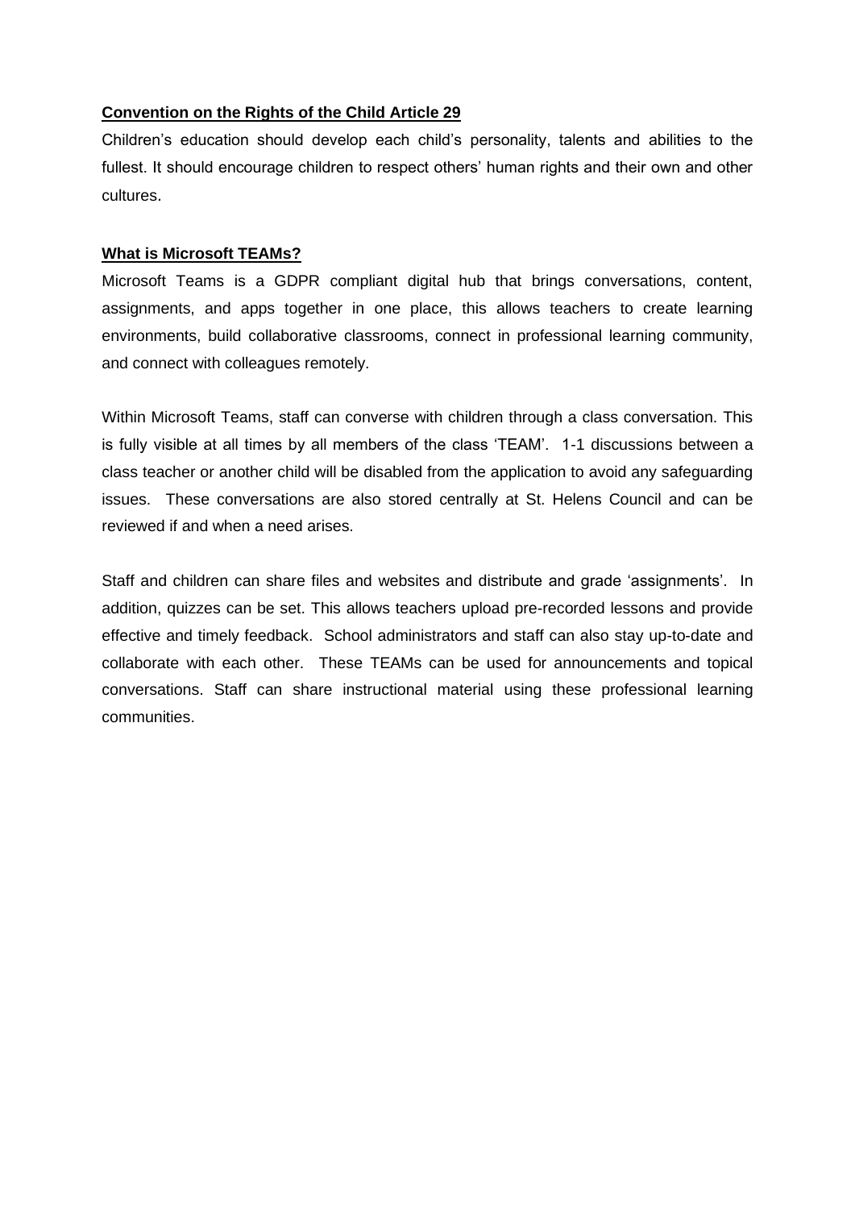**Convention on the Rights of the Child Article 29**

Children's education should develop each child's personality, talents and abilities to the fullest. It should encourage children to respect others' human rights and their own and other cultures.

**What is Microsoft TEAMs?**

Microsoft Teams is a GDPR compliant digital hub that brings conversations, content, assignments, and apps together in one place, this allows teachers to create learning environments, build collaborative classrooms, connect in professional learning community, and connect with colleagues remotely.

Within Microsoft Teams, staff can converse with children through a class conversation. This is fully visible at all times by all members of the class 'TEAM'. 1-1 discussions between a class teacher or another child will be disabled from the application to avoid any safeguarding issues. These conversations are also stored centrally at St. Helens Council and can be reviewed if and when a need arises.

Staff and children can share files and websites and distribute and grade 'assignments'. In addition, quizzes can be set. This allows teachers upload pre-recorded lessons and provide effective and timely feedback. School administrators and staff can also stay up-to-date and collaborate with each other. These TEAMs can be used for announcements and topical conversations. Staff can share instructional material using these professional learning communities.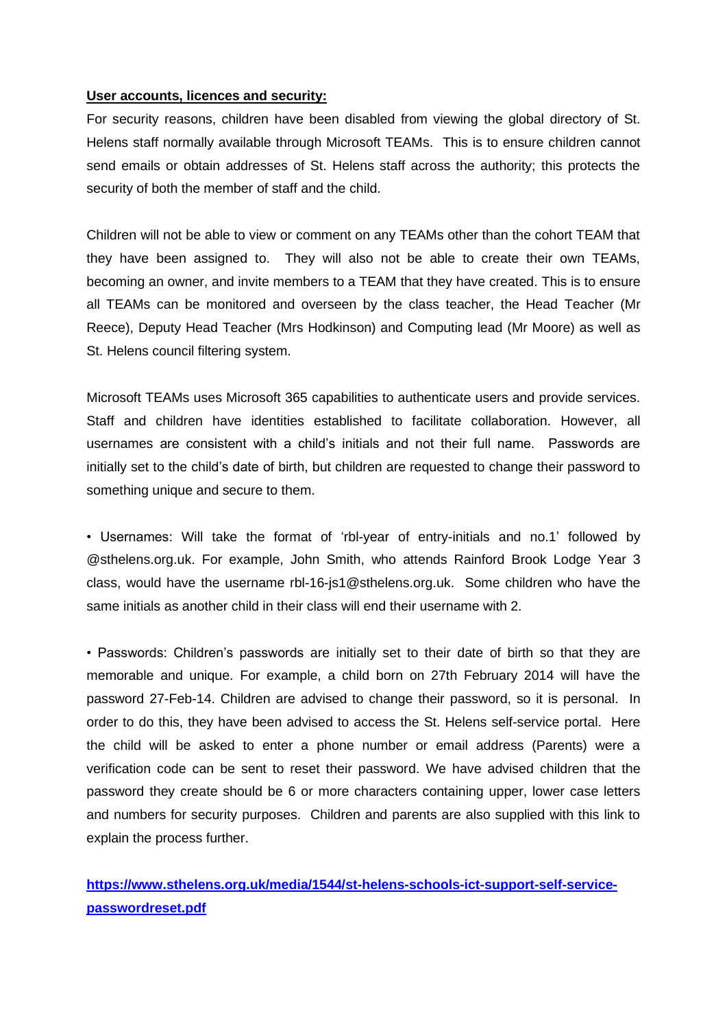**User accounts, licences and security:**

For security reasons, children have been disabled from viewing the global directory of St. Helens staff normally available through Microsoft TEAMs. This is to ensure children cannot send emails or obtain addresses of St. Helens staff across the authority; this protects the security of both the member of staff and the child.

Children will not be able to view or comment on any TEAMs other than the cohort TEAM that they have been assigned to. They will also not be able to create their own TEAMs, becoming an owner, and invite members to a TEAM that they have created. This is to ensure all TEAMs can be monitored and overseen by the class teacher, the Head Teacher (Mr Reece), Deputy Head Teacher (Mrs Hodkinson) and Computing lead (Mr Moore) as well as St. Helens council filtering system.

Microsoft TEAMs uses Microsoft 365 capabilities to authenticate users and provide services. Staff and children have identities established to facilitate collaboration. However, all usernames are consistent with a child's initials and not their full name. Passwords are initially set to the child's date of birth, but children are requested to change their password to something unique and secure to them.

- Usernames: Will take the format of 'rbl-year of entry-initials and no.1' followed by @sthelens.org.uk. For example, John Smith, who attends Rainford Brook Lodge Year 3 class, would have the username rbl-16-js1@sthelens.org.uk. Some children who have the same initials as another child in their class will end their username with 2.

- Passwords: Children's passwords are initially set to their date of birth so that they are memorable and unique. For example, a child born on 27th February 2014 will have the password 27-Feb-14. Children are advised to change their password, so it is personal. In order to do this, they have been advised to access the St. Helens self-service portal. Here the child will be asked to enter a phone number or email address (Parents) were a verification code can be sent to reset their password. We have advised children that the password they create should be 6 or more characters containing upper, lower case letters and numbers for security purposes. Children and parents are also supplied with this link to explain the process further.

**https://www.sthelens.org.uk/media/1544/st-helens-schools-ict-support-self-service-passwordreset.pdf**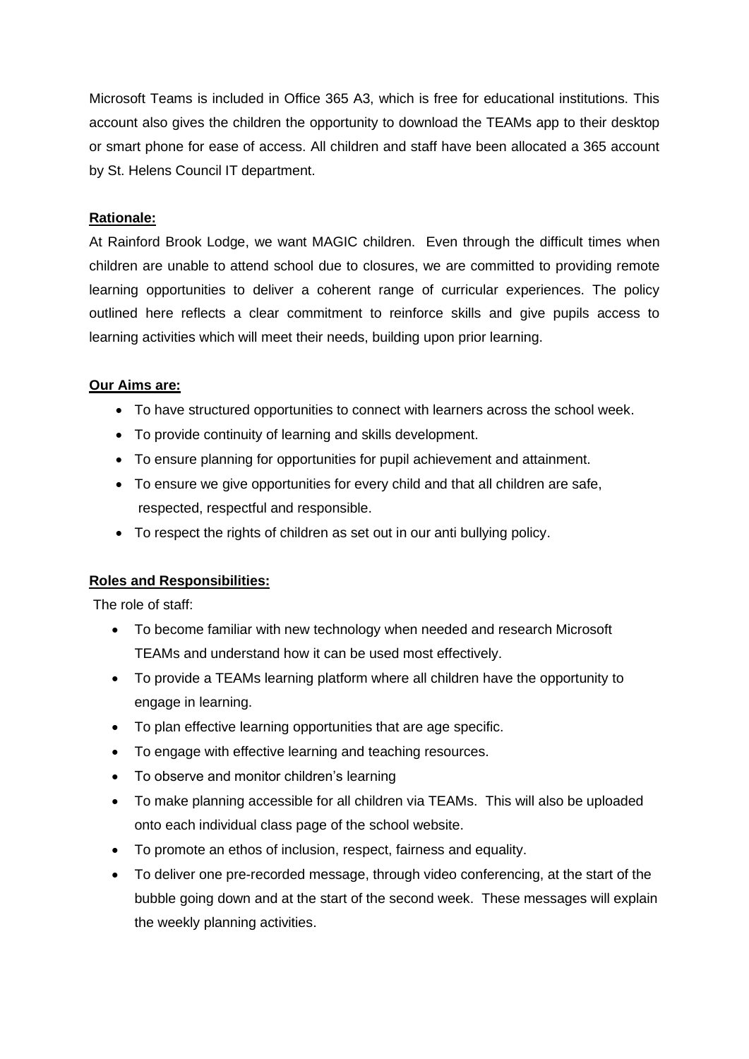Microsoft Teams is included in Office 365 A3, which is free for educational institutions. This account also gives the children the opportunity to download the TEAMs app to their desktop or smart phone for ease of access. All children and staff have been allocated a 365 account by St. Helens Council IT department.

**Rationale:**

At Rainford Brook Lodge, we want MAGIC children. Even through the difficult times when children are unable to attend school due to closures, we are committed to providing remote learning opportunities to deliver a coherent range of curricular experiences. The policy outlined here reflects a clear commitment to reinforce skills and give pupils access to learning activities which will meet their needs, building upon prior learning.

**Our Aims are:**

- To have structured opportunities to connect with learners across the school week.
- To provide continuity of learning and skills development.
- To ensure planning for opportunities for pupil achievement and attainment.
- To ensure we give opportunities for every child and that all children are safe, respected, respectful and responsible.
- To respect the rights of children as set out in our anti bullying policy.

**Roles and Responsibilities:**

The role of staff:

- To become familiar with new technology when needed and research Microsoft TEAMs and understand how it can be used most effectively.
- To provide a TEAMs learning platform where all children have the opportunity to engage in learning.
- To plan effective learning opportunities that are age specific.
- To engage with effective learning and teaching resources.
- To observe and monitor children's learning
- To make planning accessible for all children via TEAMs. This will also be uploaded onto each individual class page of the school website.
- To promote an ethos of inclusion, respect, fairness and equality.
- To deliver one pre-recorded message, through video conferencing, at the start of the bubble going down and at the start of the second week. These messages will explain the weekly planning activities.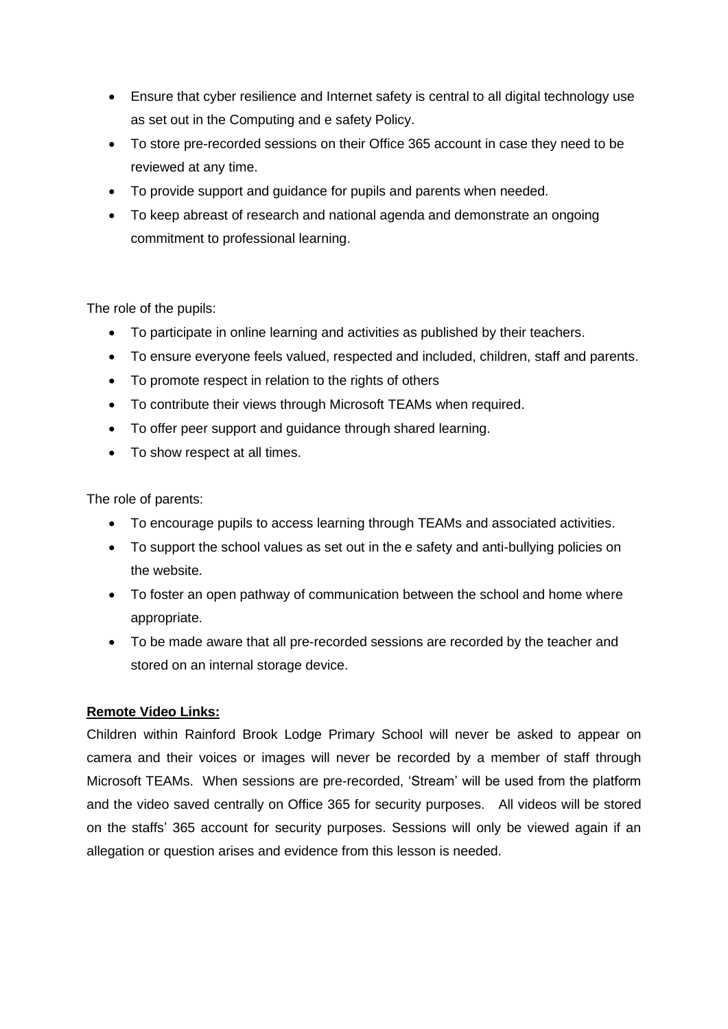- Ensure that cyber resilience and Internet safety is central to all digital technology use as set out in the Computing and e safety Policy.
- To store pre-recorded sessions on their Office 365 account in case they need to be reviewed at any time.
- To provide support and guidance for pupils and parents when needed.
- To keep abreast of research and national agenda and demonstrate an ongoing commitment to professional learning.

The role of the pupils:

- To participate in online learning and activities as published by their teachers.
- To ensure everyone feels valued, respected and included, children, staff and parents.
- To promote respect in relation to the rights of others
- To contribute their views through Microsoft TEAMs when required.
- To offer peer support and guidance through shared learning.
- To show respect at all times.

The role of parents:

- To encourage pupils to access learning through TEAMs and associated activities.
- To support the school values as set out in the e safety and anti-bullying policies on the website.
- To foster an open pathway of communication between the school and home where appropriate.
- To be made aware that all pre-recorded sessions are recorded by the teacher and stored on an internal storage device.

**Remote Video Links:**

Children within Rainford Brook Lodge Primary School will never be asked to appear on camera and their voices or images will never be recorded by a member of staff through Microsoft TEAMs. When sessions are pre-recorded, 'Stream' will be used from the platform and the video saved centrally on Office 365 for security purposes. All videos will be stored on the staffs' 365 account for security purposes. Sessions will only be viewed again if an allegation or question arises and evidence from this lesson is needed.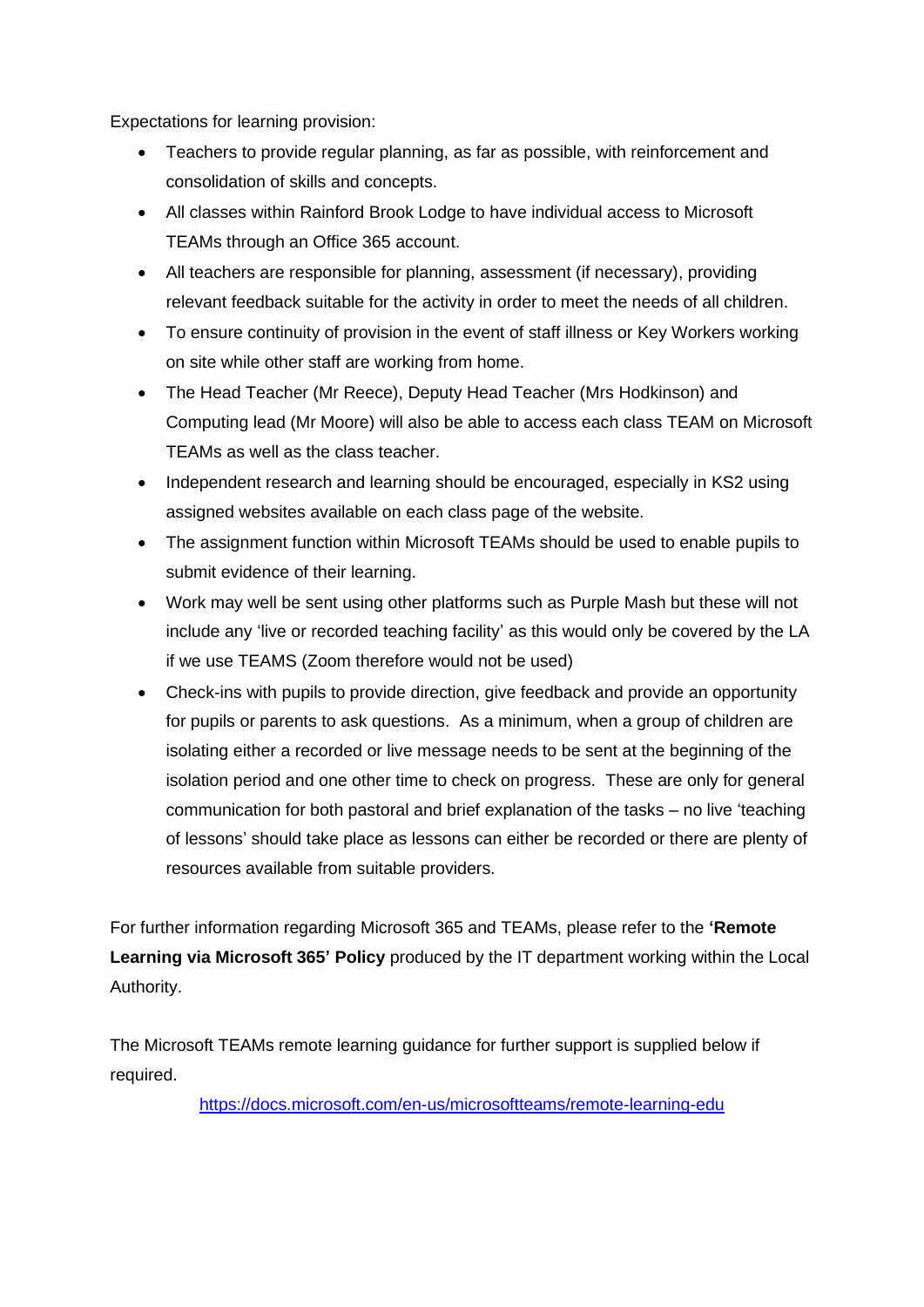Expectations for learning provision:

- Teachers to provide regular planning, as far as possible, with reinforcement and consolidation of skills and concepts.
- All classes within Rainford Brook Lodge to have individual access to Microsoft TEAMs through an Office 365 account.
- All teachers are responsible for planning, assessment (if necessary), providing relevant feedback suitable for the activity in order to meet the needs of all children.
- To ensure continuity of provision in the event of staff illness or Key Workers working on site while other staff are working from home.
- The Head Teacher (Mr Reece), Deputy Head Teacher (Mrs Hodkinson) and Computing lead (Mr Moore) will also be able to access each class TEAM on Microsoft TEAMs as well as the class teacher.
- Independent research and learning should be encouraged, especially in KS2 using assigned websites available on each class page of the website.
- The assignment function within Microsoft TEAMs should be used to enable pupils to submit evidence of their learning.
- Work may well be sent using other platforms such as Purple Mash but these will not include any 'live or recorded teaching facility' as this would only be covered by the LA if we use TEAMS (Zoom therefore would not be used)
- Check-ins with pupils to provide direction, give feedback and provide an opportunity for pupils or parents to ask questions. As a minimum, when a group of children are isolating either a recorded or live message needs to be sent at the beginning of the isolation period and one other time to check on progress. These are only for general communication for both pastoral and brief explanation of the tasks – no live 'teaching of lessons' should take place as lessons can either be recorded or there are plenty of resources available from suitable providers.

For further information regarding Microsoft 365 and TEAMs, please refer to the **'Remote Learning via Microsoft 365' Policy** produced by the IT department working within the Local Authority.

The Microsoft TEAMs remote learning guidance for further support is supplied below if required.

https://docs.microsoft.com/en-us/microsoftteams/remote-learning-edu